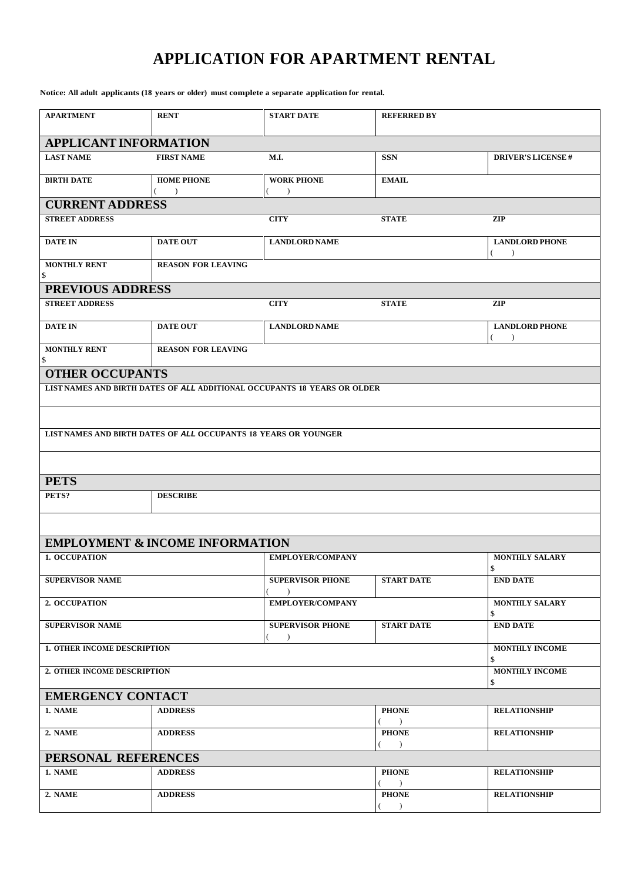# APPLICATION FOR APARTMENT RENTAL

**Notice: All adult applicants (18 years or older) must complete a separate application for rental.**

| APARTMENT | RENT | START DATE | REFERRED BY | |
|---|---|---|---|---|

## APPLICANT INFORMATION

| LAST NAME | FIRST NAME | M.I. | SSN | DRIVER'S LICENSE # |
|---|---|---|---|---|
| BIRTH DATE | HOME PHONE ( ) | WORK PHONE ( ) | EMAIL | |

## CURRENT ADDRESS

| STREET ADDRESS | | CITY | STATE | ZIP |
|---|---|---|---|---|
| DATE IN | DATE OUT | LANDLORD NAME | | LANDLORD PHONE ( ) |
| MONTHLY RENT $ | REASON FOR LEAVING | | | |

## PREVIOUS ADDRESS

| STREET ADDRESS | | CITY | STATE | ZIP |
|---|---|---|---|---|
| DATE IN | DATE OUT | LANDLORD NAME | | LANDLORD PHONE ( ) |
| MONTHLY RENT $ | REASON FOR LEAVING | | | |

## OTHER OCCUPANTS

**LIST NAMES AND BIRTH DATES OF *ALL* ADDITIONAL OCCUPANTS 18 YEARS OR OLDER**

**LIST NAMES AND BIRTH DATES OF *ALL* OCCUPANTS 18 YEARS OR YOUNGER**

## PETS

| PETS? | DESCRIBE |
|---|---|

## EMPLOYMENT & INCOME INFORMATION

| 1. OCCUPATION | | EMPLOYER/COMPANY | | MONTHLY SALARY $ |
|---|---|---|---|---|
| SUPERVISOR NAME | | SUPERVISOR PHONE ( ) | START DATE | END DATE |
| 2. OCCUPATION | | EMPLOYER/COMPANY | | MONTHLY SALARY $ |
| SUPERVISOR NAME | | SUPERVISOR PHONE ( ) | START DATE | END DATE |
| 1. OTHER INCOME DESCRIPTION | | | | MONTHLY INCOME $ |
| 2. OTHER INCOME DESCRIPTION | | | | MONTHLY INCOME $ |

## EMERGENCY CONTACT

| 1. NAME | ADDRESS | | PHONE ( ) | RELATIONSHIP |
|---|---|---|---|---|
| 2. NAME | ADDRESS | | PHONE ( ) | RELATIONSHIP |

## PERSONAL REFERENCES

| 1. NAME | ADDRESS | | PHONE ( ) | RELATIONSHIP |
|---|---|---|---|---|
| 2. NAME | ADDRESS | | PHONE ( ) | RELATIONSHIP |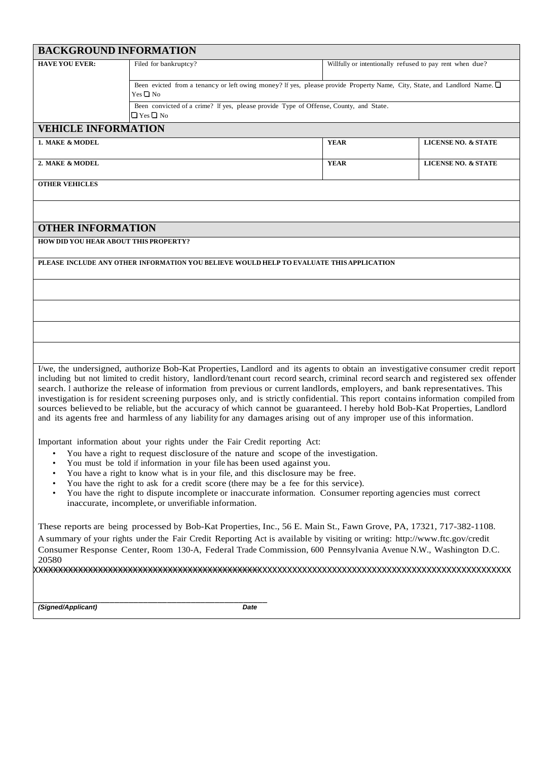## BACKGROUND INFORMATION

| | | |
|---|---|---|
| **HAVE YOU EVER:** | Filed for bankruptcy? | Willfully or intentionally refused to pay rent when due? |
| | Been evicted from a tenancy or left owing money? If yes, please provide Property Name, City, State, and Landlord Name. ☐ Yes ☐ No | |
| | Been convicted of a crime? If yes, please provide Type of Offense, County, and State. ☐ Yes ☐ No | |

## VEHICLE INFORMATION

| | | |
|---|---|---|
| **1. MAKE & MODEL** | **YEAR** | **LICENSE NO. & STATE** |
| **2. MAKE & MODEL** | **YEAR** | **LICENSE NO. & STATE** |
| **OTHER VEHICLES** | | |
| | | |

## OTHER INFORMATION

**HOW DID YOU HEAR ABOUT THIS PROPERTY?**

**PLEASE INCLUDE ANY OTHER INFORMATION YOU BELIEVE WOULD HELP TO EVALUATE THIS APPLICATION**

I/we, the undersigned, authorize Bob-Kat Properties, Landlord and its agents to obtain an investigative consumer credit report including but not limited to credit history, landlord/tenant court record search, criminal record search and registered sex offender search. I authorize the release of information from previous or current landlords, employers, and bank representatives. This investigation is for resident screening purposes only, and is strictly confidential. This report contains information compiled from sources believed to be reliable, but the accuracy of which cannot be guaranteed. I hereby hold Bob-Kat Properties, Landlord and its agents free and harmless of any liability for any damages arising out of any improper use of this information.

Important information about your rights under the Fair Credit reporting Act:

- You have a right to request disclosure of the nature and scope of the investigation.
- You must be told if information in your file has been used against you.
- You have a right to know what is in your file, and this disclosure may be free.
- You have the right to ask for a credit score (there may be a fee for this service).
- You have the right to dispute incomplete or inaccurate information. Consumer reporting agencies must correct inaccurate, incomplete, or unverifiable information.

These reports are being processed by Bob-Kat Properties, Inc., 56 E. Main St., Fawn Grove, PA, 17321, 717-382-1108.

A summary of your rights under the Fair Credit Reporting Act is available by visiting or writing: http://www.ftc.gov/credit Consumer Response Center, Room 130-A, Federal Trade Commission, 600 Pennsylvania Avenue N.W., Washington D.C. 20580

XXXXXXXXXXXXXXXXXXXXXXXXXXXXXXXXXXXXXXXXXXXXXXXXXXXXXXXXXXXXXXXXXXXXXXXXXXXXXXXXXXXXXXXXXXXXXXXXXXXXXXXXXX

\_\_\_\_\_\_\_\_\_\_\_\_\_\_\_\_\_\_\_\_\_\_\_\_\_\_\_\_\_\_\_\_\_\_\_\_\_\_\_\_\_\_\_\_\_\_\_\_\_\_\_

***(Signed/Applicant)*** ***Date***